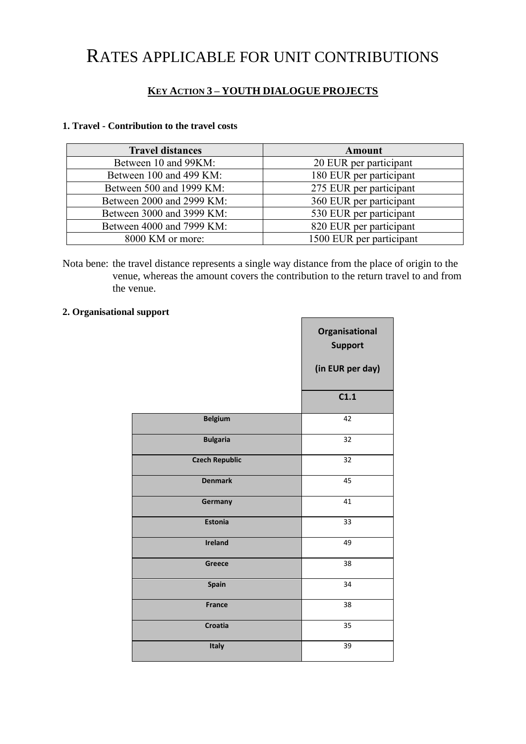# RATES APPLICABLE FOR UNIT CONTRIBUTIONS

## KEY ACTION 3 – YOUTH DIALOGUE PROJECTS

**1. Travel - Contribution to the travel costs**

| Travel distances | Amount |
|---|---|
| Between 10 and 99KM: | 20 EUR per participant |
| Between 100 and 499 KM: | 180 EUR per participant |
| Between 500 and 1999 KM: | 275 EUR per participant |
| Between 2000 and 2999 KM: | 360 EUR per participant |
| Between 3000 and 3999 KM: | 530 EUR per participant |
| Between 4000 and 7999 KM: | 820 EUR per participant |
| 8000 KM or more: | 1500 EUR per participant |

Nota bene: the travel distance represents a single way distance from the place of origin to the venue, whereas the amount covers the contribution to the return travel to and from the venue.

**2. Organisational support**

| | Organisational Support (in EUR per day) |
|---|---|
| | C1.1 |
| Belgium | 42 |
| Bulgaria | 32 |
| Czech Republic | 32 |
| Denmark | 45 |
| Germany | 41 |
| Estonia | 33 |
| Ireland | 49 |
| Greece | 38 |
| Spain | 34 |
| France | 38 |
| Croatia | 35 |
| Italy | 39 |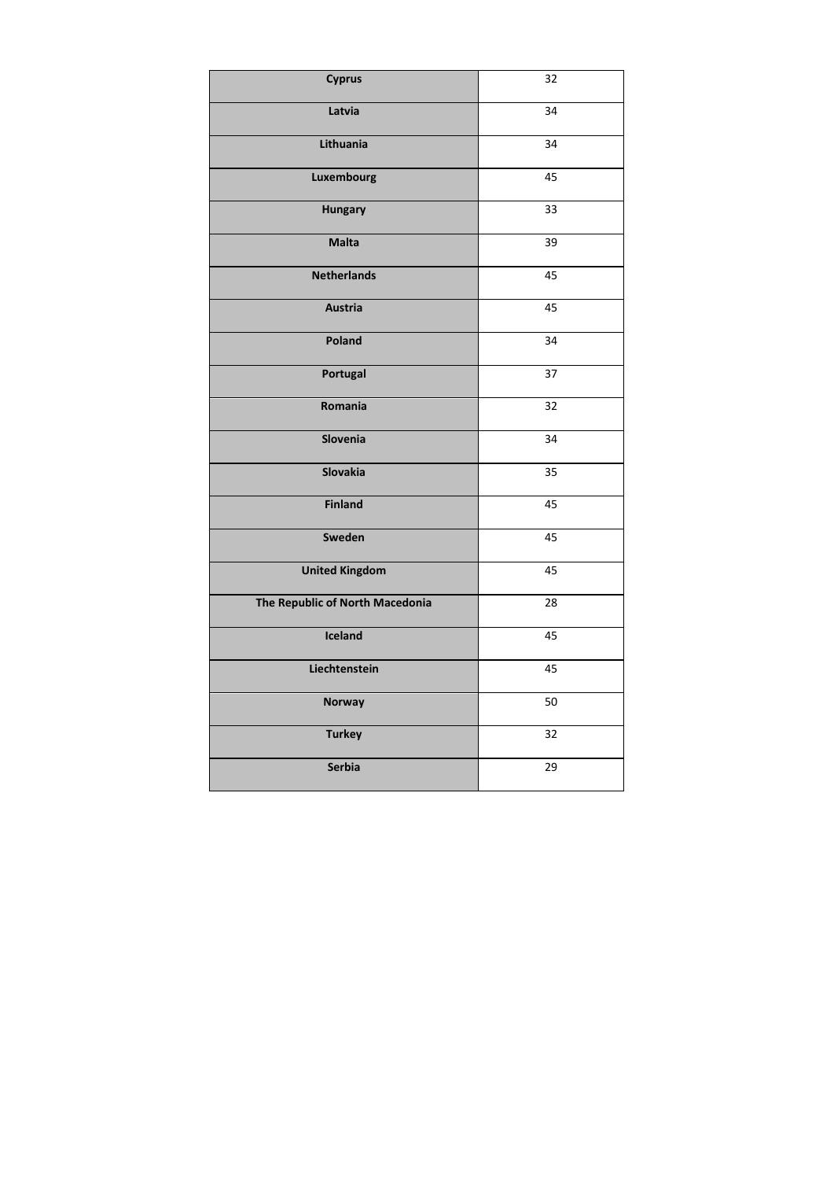| | |
|---|---|
| **Cyprus** | 32 |
| **Latvia** | 34 |
| **Lithuania** | 34 |
| **Luxembourg** | 45 |
| **Hungary** | 33 |
| **Malta** | 39 |
| **Netherlands** | 45 |
| **Austria** | 45 |
| **Poland** | 34 |
| **Portugal** | 37 |
| **Romania** | 32 |
| **Slovenia** | 34 |
| **Slovakia** | 35 |
| **Finland** | 45 |
| **Sweden** | 45 |
| **United Kingdom** | 45 |
| **The Republic of North Macedonia** | 28 |
| **Iceland** | 45 |
| **Liechtenstein** | 45 |
| **Norway** | 50 |
| **Turkey** | 32 |
| **Serbia** | 29 |